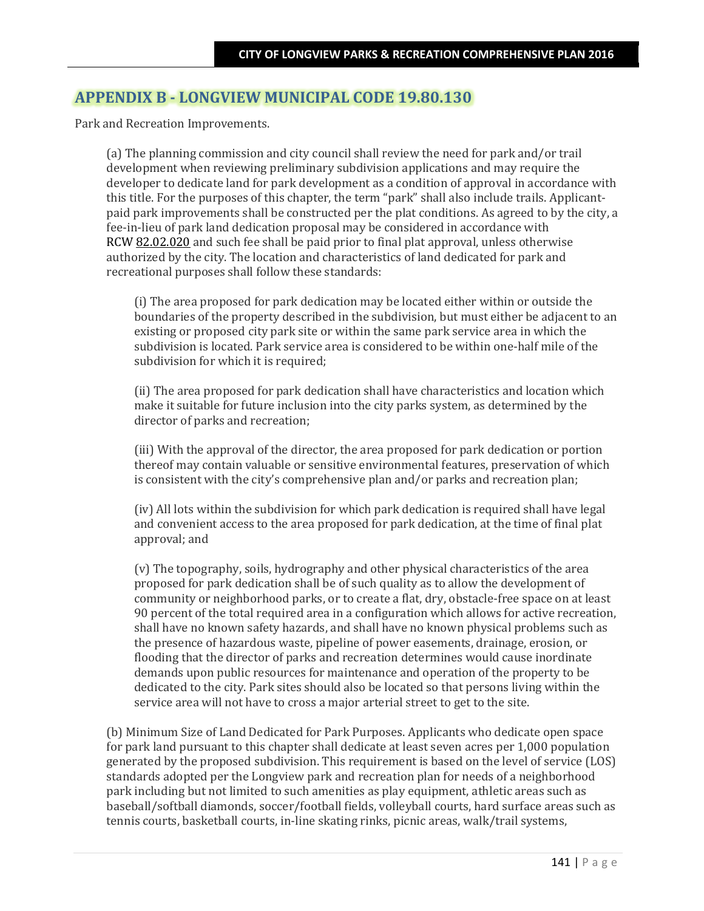## APPENDIX B - LONGVIEW MUNICIPAL CODE 19.80.130

Park and Recreation Improvements.

(a) The planning commission and city council shall review the need for park and/or trail development when reviewing preliminary subdivision applications and may require the developer to dedicate land for park development as a condition of approval in accordance with this title. For the purposes of this chapter, the term "park" shall also include trails. Applicant-paid park improvements shall be constructed per the plat conditions. As agreed to by the city, a fee-in-lieu of park land dedication proposal may be considered in accordance with RCW 82.02.020 and such fee shall be paid prior to final plat approval, unless otherwise authorized by the city. The location and characteristics of land dedicated for park and recreational purposes shall follow these standards:

(i) The area proposed for park dedication may be located either within or outside the boundaries of the property described in the subdivision, but must either be adjacent to an existing or proposed city park site or within the same park service area in which the subdivision is located. Park service area is considered to be within one-half mile of the subdivision for which it is required;

(ii) The area proposed for park dedication shall have characteristics and location which make it suitable for future inclusion into the city parks system, as determined by the director of parks and recreation;

(iii) With the approval of the director, the area proposed for park dedication or portion thereof may contain valuable or sensitive environmental features, preservation of which is consistent with the city's comprehensive plan and/or parks and recreation plan;

(iv) All lots within the subdivision for which park dedication is required shall have legal and convenient access to the area proposed for park dedication, at the time of final plat approval; and

(v) The topography, soils, hydrography and other physical characteristics of the area proposed for park dedication shall be of such quality as to allow the development of community or neighborhood parks, or to create a flat, dry, obstacle-free space on at least 90 percent of the total required area in a configuration which allows for active recreation, shall have no known safety hazards, and shall have no known physical problems such as the presence of hazardous waste, pipeline of power easements, drainage, erosion, or flooding that the director of parks and recreation determines would cause inordinate demands upon public resources for maintenance and operation of the property to be dedicated to the city. Park sites should also be located so that persons living within the service area will not have to cross a major arterial street to get to the site.

(b) Minimum Size of Land Dedicated for Park Purposes. Applicants who dedicate open space for park land pursuant to this chapter shall dedicate at least seven acres per 1,000 population generated by the proposed subdivision. This requirement is based on the level of service (LOS) standards adopted per the Longview park and recreation plan for needs of a neighborhood park including but not limited to such amenities as play equipment, athletic areas such as baseball/softball diamonds, soccer/football fields, volleyball courts, hard surface areas such as tennis courts, basketball courts, in-line skating rinks, picnic areas, walk/trail systems,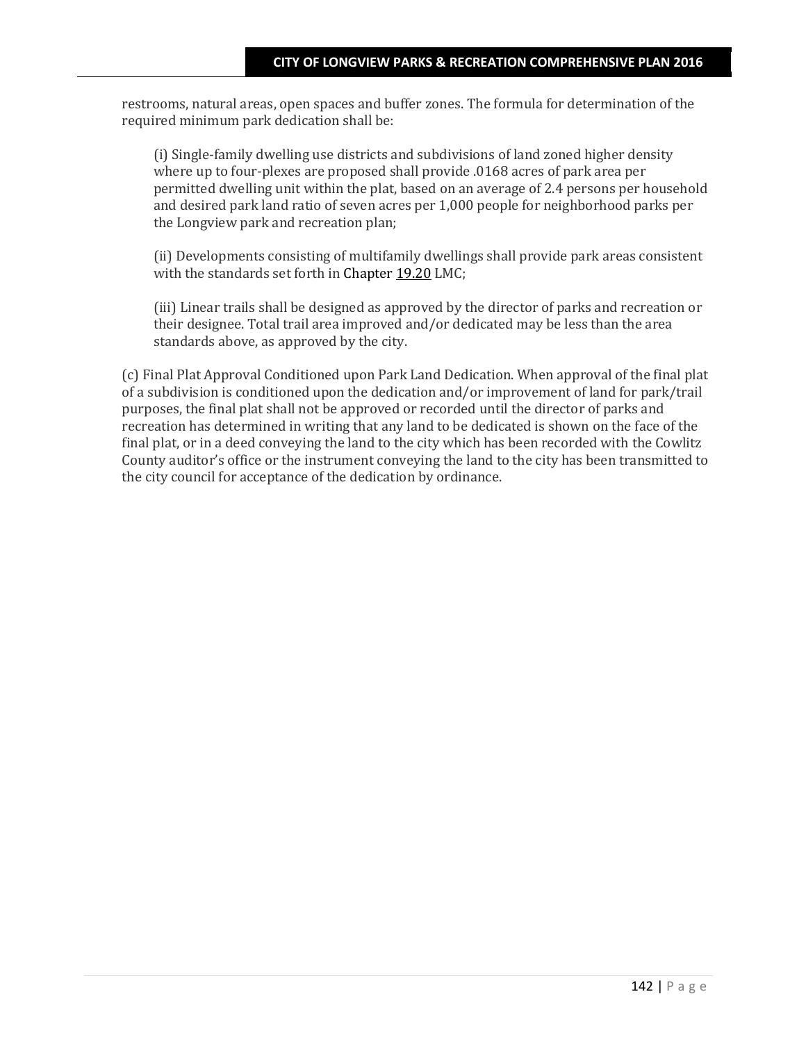restrooms, natural areas, open spaces and buffer zones. The formula for determination of the required minimum park dedication shall be:

(i) Single-family dwelling use districts and subdivisions of land zoned higher density where up to four-plexes are proposed shall provide .0168 acres of park area per permitted dwelling unit within the plat, based on an average of 2.4 persons per household and desired park land ratio of seven acres per 1,000 people for neighborhood parks per the Longview park and recreation plan;

(ii) Developments consisting of multifamily dwellings shall provide park areas consistent with the standards set forth in Chapter 19.20 LMC;

(iii) Linear trails shall be designed as approved by the director of parks and recreation or their designee. Total trail area improved and/or dedicated may be less than the area standards above, as approved by the city.

(c) Final Plat Approval Conditioned upon Park Land Dedication. When approval of the final plat of a subdivision is conditioned upon the dedication and/or improvement of land for park/trail purposes, the final plat shall not be approved or recorded until the director of parks and recreation has determined in writing that any land to be dedicated is shown on the face of the final plat, or in a deed conveying the land to the city which has been recorded with the Cowlitz County auditor's office or the instrument conveying the land to the city has been transmitted to the city council for acceptance of the dedication by ordinance.